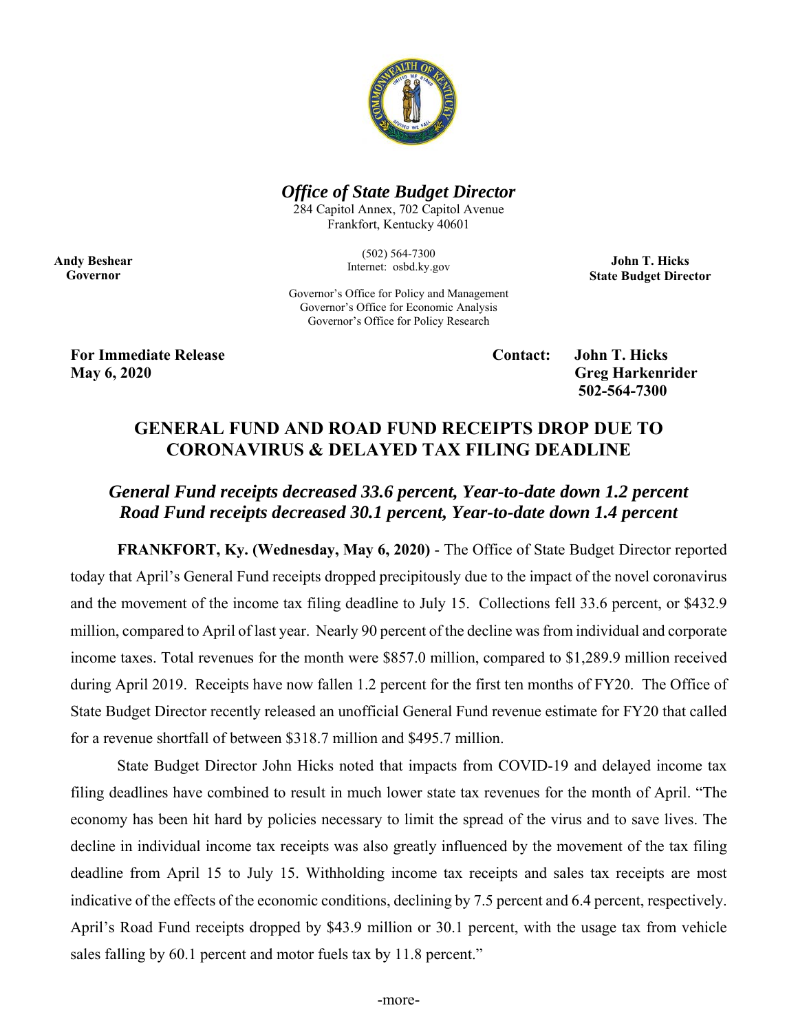# *Office of State Budget Director*

284 Capitol Annex, 702 Capitol Avenue
Frankfort, Kentucky 40601

(502) 564-7300
Internet: osbd.ky.gov

Governor's Office for Policy and Management
Governor's Office for Economic Analysis
Governor's Office for Policy Research

**Andy Beshear**
**Governor**

**John T. Hicks**
**State Budget Director**

**For Immediate Release**
**May 6, 2020**

**Contact: John T. Hicks**
**Greg Harkenrider**
**502-564-7300**

## GENERAL FUND AND ROAD FUND RECEIPTS DROP DUE TO CORONAVIRUS & DELAYED TAX FILING DEADLINE

### *General Fund receipts decreased 33.6 percent, Year-to-date down 1.2 percent*
### *Road Fund receipts decreased 30.1 percent, Year-to-date down 1.4 percent*

**FRANKFORT, Ky. (Wednesday, May 6, 2020)** - The Office of State Budget Director reported today that April's General Fund receipts dropped precipitously due to the impact of the novel coronavirus and the movement of the income tax filing deadline to July 15. Collections fell 33.6 percent, or $432.9 million, compared to April of last year. Nearly 90 percent of the decline was from individual and corporate income taxes. Total revenues for the month were $857.0 million, compared to $1,289.9 million received during April 2019. Receipts have now fallen 1.2 percent for the first ten months of FY20. The Office of State Budget Director recently released an unofficial General Fund revenue estimate for FY20 that called for a revenue shortfall of between $318.7 million and $495.7 million.

State Budget Director John Hicks noted that impacts from COVID-19 and delayed income tax filing deadlines have combined to result in much lower state tax revenues for the month of April. "The economy has been hit hard by policies necessary to limit the spread of the virus and to save lives. The decline in individual income tax receipts was also greatly influenced by the movement of the tax filing deadline from April 15 to July 15. Withholding income tax receipts and sales tax receipts are most indicative of the effects of the economic conditions, declining by 7.5 percent and 6.4 percent, respectively. April's Road Fund receipts dropped by $43.9 million or 30.1 percent, with the usage tax from vehicle sales falling by 60.1 percent and motor fuels tax by 11.8 percent."

-more-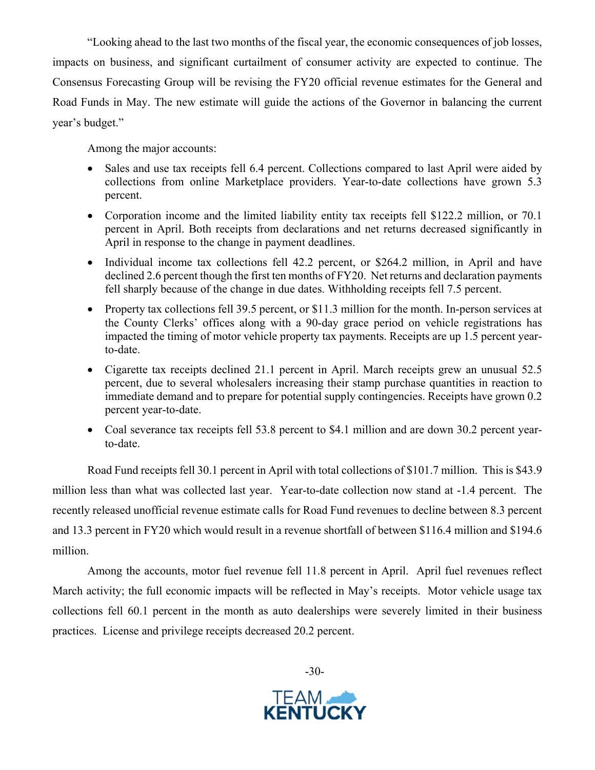"Looking ahead to the last two months of the fiscal year, the economic consequences of job losses, impacts on business, and significant curtailment of consumer activity are expected to continue. The Consensus Forecasting Group will be revising the FY20 official revenue estimates for the General and Road Funds in May. The new estimate will guide the actions of the Governor in balancing the current year's budget."

Among the major accounts:

- Sales and use tax receipts fell 6.4 percent. Collections compared to last April were aided by collections from online Marketplace providers. Year-to-date collections have grown 5.3 percent.
- Corporation income and the limited liability entity tax receipts fell $122.2 million, or 70.1 percent in April. Both receipts from declarations and net returns decreased significantly in April in response to the change in payment deadlines.
- Individual income tax collections fell 42.2 percent, or $264.2 million, in April and have declined 2.6 percent though the first ten months of FY20. Net returns and declaration payments fell sharply because of the change in due dates. Withholding receipts fell 7.5 percent.
- Property tax collections fell 39.5 percent, or $11.3 million for the month. In-person services at the County Clerks' offices along with a 90-day grace period on vehicle registrations has impacted the timing of motor vehicle property tax payments. Receipts are up 1.5 percent year-to-date.
- Cigarette tax receipts declined 21.1 percent in April. March receipts grew an unusual 52.5 percent, due to several wholesalers increasing their stamp purchase quantities in reaction to immediate demand and to prepare for potential supply contingencies. Receipts have grown 0.2 percent year-to-date.
- Coal severance tax receipts fell 53.8 percent to $4.1 million and are down 30.2 percent year-to-date.

Road Fund receipts fell 30.1 percent in April with total collections of $101.7 million. This is $43.9 million less than what was collected last year. Year-to-date collection now stand at -1.4 percent. The recently released unofficial revenue estimate calls for Road Fund revenues to decline between 8.3 percent and 13.3 percent in FY20 which would result in a revenue shortfall of between $116.4 million and $194.6 million.

Among the accounts, motor fuel revenue fell 11.8 percent in April. April fuel revenues reflect March activity; the full economic impacts will be reflected in May's receipts. Motor vehicle usage tax collections fell 60.1 percent in the month as auto dealerships were severely limited in their business practices. License and privilege receipts decreased 20.2 percent.

-30-

TEAM KENTUCKY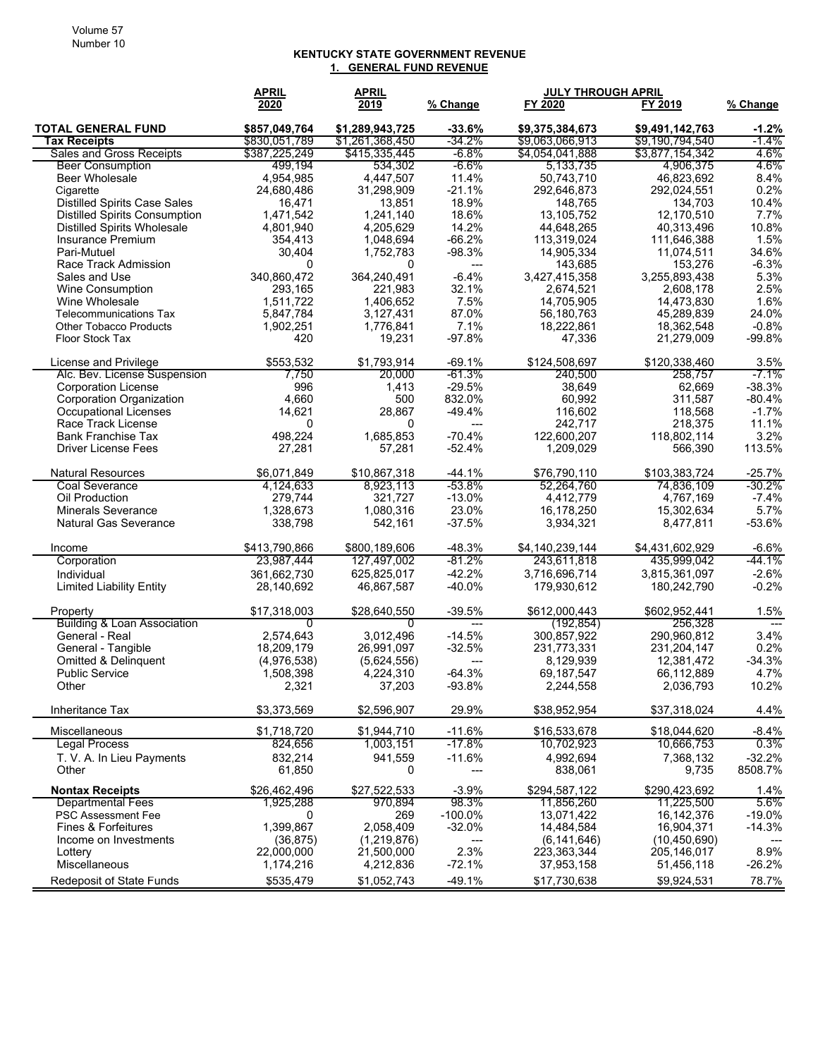## KENTUCKY STATE GOVERNMENT REVENUE

### 1. GENERAL FUND REVENUE

| | APRIL 2020 | APRIL 2019 | % Change | JULY THROUGH APRIL FY 2020 | FY 2019 | % Change |
|---|---|---|---|---|---|---|
| **TOTAL GENERAL FUND** | **$857,049,764** | **$1,289,943,725** | **-33.6%** | **$9,375,384,673** | **$9,491,142,763** | **-1.2%** |
| **Tax Receipts** | **$830,051,789** | **$1,261,368,450** | **-34.2%** | **$9,063,066,913** | **$9,190,794,540** | **-1.4%** |
| Sales and Gross Receipts | $387,225,249 | $415,335,445 | -6.8% | $4,054,041,888 | $3,877,154,342 | 4.6% |
| Beer Consumption | 499,194 | 534,302 | -6.6% | 5,133,735 | 4,906,375 | 4.6% |
| Beer Wholesale | 4,954,985 | 4,447,507 | 11.4% | 50,743,710 | 46,823,692 | 8.4% |
| Cigarette | 24,680,486 | 31,298,909 | -21.1% | 292,646,873 | 292,024,551 | 0.2% |
| Distilled Spirits Case Sales | 16,471 | 13,851 | 18.9% | 148,765 | 134,703 | 10.4% |
| Distilled Spirits Consumption | 1,471,542 | 1,241,140 | 18.6% | 13,105,752 | 12,170,510 | 7.7% |
| Distilled Spirits Wholesale | 4,801,940 | 4,205,629 | 14.2% | 44,648,265 | 40,313,496 | 10.8% |
| Insurance Premium | 354,413 | 1,048,694 | -66.2% | 113,319,024 | 111,646,388 | 1.5% |
| Pari-Mutuel | 30,404 | 1,752,783 | -98.3% | 14,905,334 | 11,074,511 | 34.6% |
| Race Track Admission | 0 | 0 | --- | 143,685 | 153,276 | -6.3% |
| Sales and Use | 340,860,472 | 364,240,491 | -6.4% | 3,427,415,358 | 3,255,893,438 | 5.3% |
| Wine Consumption | 293,165 | 221,983 | 32.1% | 2,674,521 | 2,608,178 | 2.5% |
| Wine Wholesale | 1,511,722 | 1,406,652 | 7.5% | 14,705,905 | 14,473,830 | 1.6% |
| Telecommunications Tax | 5,847,784 | 3,127,431 | 87.0% | 56,180,763 | 45,289,839 | 24.0% |
| Other Tobacco Products | 1,902,251 | 1,776,841 | 7.1% | 18,222,861 | 18,362,548 | -0.8% |
| Floor Stock Tax | 420 | 19,231 | -97.8% | 47,336 | 21,279,009 | -99.8% |
| License and Privilege | $553,532 | $1,793,914 | -69.1% | $124,508,697 | $120,338,460 | 3.5% |
| Alc. Bev. License Suspension | 7,750 | 20,000 | -61.3% | 240,500 | 258,757 | -7.1% |
| Corporation License | 996 | 1,413 | -29.5% | 38,649 | 62,669 | -38.3% |
| Corporation Organization | 4,660 | 500 | 832.0% | 60,992 | 311,587 | -80.4% |
| Occupational Licenses | 14,621 | 28,867 | -49.4% | 116,602 | 118,568 | -1.7% |
| Race Track License | 0 | 0 | --- | 242,717 | 218,375 | 11.1% |
| Bank Franchise Tax | 498,224 | 1,685,853 | -70.4% | 122,600,207 | 118,802,114 | 3.2% |
| Driver License Fees | 27,281 | 57,281 | -52.4% | 1,209,029 | 566,390 | 113.5% |
| Natural Resources | $6,071,849 | $10,867,318 | -44.1% | $76,790,110 | $103,383,724 | -25.7% |
| Coal Severance | 4,124,633 | 8,923,113 | -53.8% | 52,264,760 | 74,836,109 | -30.2% |
| Oil Production | 279,744 | 321,727 | -13.0% | 4,412,779 | 4,767,169 | -7.4% |
| Minerals Severance | 1,328,673 | 1,080,316 | 23.0% | 16,178,250 | 15,302,634 | 5.7% |
| Natural Gas Severance | 338,798 | 542,161 | -37.5% | 3,934,321 | 8,477,811 | -53.6% |
| Income | $413,790,866 | $800,189,606 | -48.3% | $4,140,239,144 | $4,431,602,929 | -6.6% |
| Corporation | 23,987,444 | 127,497,002 | -81.2% | 243,611,818 | 435,999,042 | -44.1% |
| Individual | 361,662,730 | 625,825,017 | -42.2% | 3,716,696,714 | 3,815,361,097 | -2.6% |
| Limited Liability Entity | 28,140,692 | 46,867,587 | -40.0% | 179,930,612 | 180,242,790 | -0.2% |
| Property | $17,318,003 | $28,640,550 | -39.5% | $612,000,443 | $602,952,441 | 1.5% |
| Building & Loan Association | 0 | 0 | --- | (192,854) | 256,328 | --- |
| General - Real | 2,574,643 | 3,012,496 | -14.5% | 300,857,922 | 290,960,812 | 3.4% |
| General - Tangible | 18,209,179 | 26,991,097 | -32.5% | 231,773,331 | 231,204,147 | 0.2% |
| Omitted & Delinquent | (4,976,538) | (5,624,556) | --- | 8,129,939 | 12,381,472 | -34.3% |
| Public Service | 1,508,398 | 4,224,310 | -64.3% | 69,187,547 | 66,112,889 | 4.7% |
| Other | 2,321 | 37,203 | -93.8% | 2,244,558 | 2,036,793 | 10.2% |
| Inheritance Tax | $3,373,569 | $2,596,907 | 29.9% | $38,952,954 | $37,318,024 | 4.4% |
| Miscellaneous | $1,718,720 | $1,944,710 | -11.6% | $16,533,678 | $18,044,620 | -8.4% |
| Legal Process | 824,656 | 1,003,151 | -17.8% | 10,702,923 | 10,666,753 | 0.3% |
| T. V. A. In Lieu Payments | 832,214 | 941,559 | -11.6% | 4,992,694 | 7,368,132 | -32.2% |
| Other | 61,850 | 0 | --- | 838,061 | 9,735 | 8508.7% |
| **Nontax Receipts** | $26,462,496 | $27,522,533 | -3.9% | $294,587,122 | $290,423,692 | 1.4% |
| Departmental Fees | 1,925,288 | 970,894 | 98.3% | 11,856,260 | 11,225,500 | 5.6% |
| PSC Assessment Fee | 0 | 269 | -100.0% | 13,071,422 | 16,142,376 | -19.0% |
| Fines & Forfeitures | 1,399,867 | 2,058,409 | -32.0% | 14,484,584 | 16,904,371 | -14.3% |
| Income on Investments | (36,875) | (1,219,876) | --- | (6,141,646) | (10,450,690) | --- |
| Lottery | 22,000,000 | 21,500,000 | 2.3% | 223,363,344 | 205,146,017 | 8.9% |
| Miscellaneous | 1,174,216 | 4,212,836 | -72.1% | 37,953,158 | 51,456,118 | -26.2% |
| Redeposit of State Funds | $535,479 | $1,052,743 | -49.1% | $17,730,638 | $9,924,531 | 78.7% |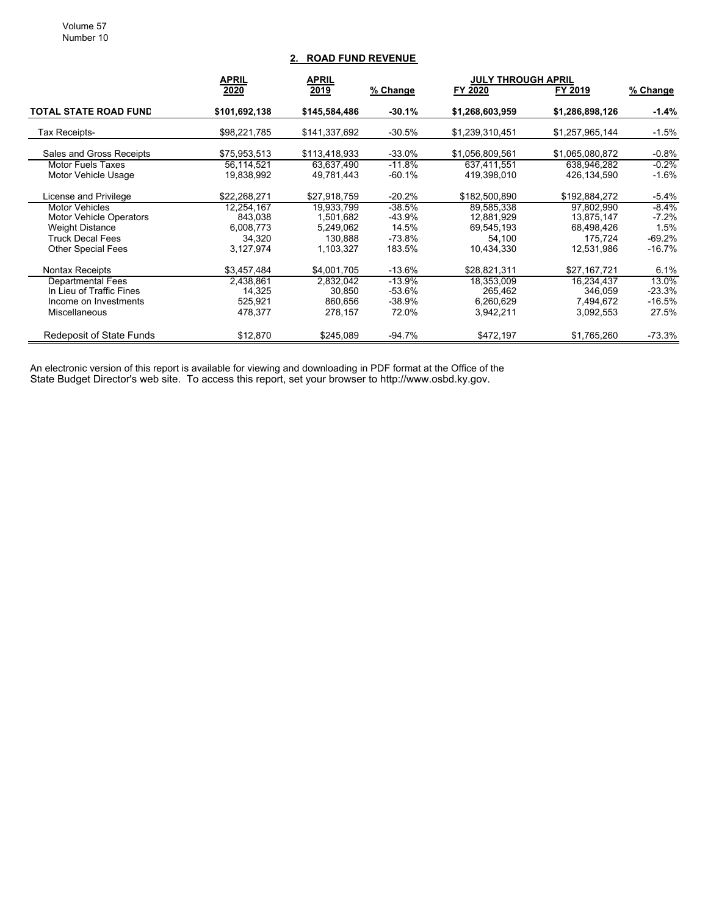## 2. ROAD FUND REVENUE

| | APRIL 2020 | APRIL 2019 | % Change | JULY THROUGH APRIL FY 2020 | FY 2019 | % Change |
|---|---|---|---|---|---|---|
| **TOTAL STATE ROAD FUND** | **$101,692,138** | **$145,584,486** | **-30.1%** | **$1,268,603,959** | **$1,286,898,126** | **-1.4%** |
| Tax Receipts- | $98,221,785 | $141,337,692 | -30.5% | $1,239,310,451 | $1,257,965,144 | -1.5% |
| Sales and Gross Receipts | $75,953,513 | $113,418,933 | -33.0% | $1,056,809,561 | $1,065,080,872 | -0.8% |
| Motor Fuels Taxes | 56,114,521 | 63,637,490 | -11.8% | 637,411,551 | 638,946,282 | -0.2% |
| Motor Vehicle Usage | 19,838,992 | 49,781,443 | -60.1% | 419,398,010 | 426,134,590 | -1.6% |
| License and Privilege | $22,268,271 | $27,918,759 | -20.2% | $182,500,890 | $192,884,272 | -5.4% |
| Motor Vehicles | 12,254,167 | 19,933,799 | -38.5% | 89,585,338 | 97,802,990 | -8.4% |
| Motor Vehicle Operators | 843,038 | 1,501,682 | -43.9% | 12,881,929 | 13,875,147 | -7.2% |
| Weight Distance | 6,008,773 | 5,249,062 | 14.5% | 69,545,193 | 68,498,426 | 1.5% |
| Truck Decal Fees | 34,320 | 130,888 | -73.8% | 54,100 | 175,724 | -69.2% |
| Other Special Fees | 3,127,974 | 1,103,327 | 183.5% | 10,434,330 | 12,531,986 | -16.7% |
| Nontax Receipts | $3,457,484 | $4,001,705 | -13.6% | $28,821,311 | $27,167,721 | 6.1% |
| Departmental Fees | 2,438,861 | 2,832,042 | -13.9% | 18,353,009 | 16,234,437 | 13.0% |
| In Lieu of Traffic Fines | 14,325 | 30,850 | -53.6% | 265,462 | 346,059 | -23.3% |
| Income on Investments | 525,921 | 860,656 | -38.9% | 6,260,629 | 7,494,672 | -16.5% |
| Miscellaneous | 478,377 | 278,157 | 72.0% | 3,942,211 | 3,092,553 | 27.5% |
| Redeposit of State Funds | $12,870 | $245,089 | -94.7% | $472,197 | $1,765,260 | -73.3% |

An electronic version of this report is available for viewing and downloading in PDF format at the Office of the State Budget Director's web site. To access this report, set your browser to http://www.osbd.ky.gov.